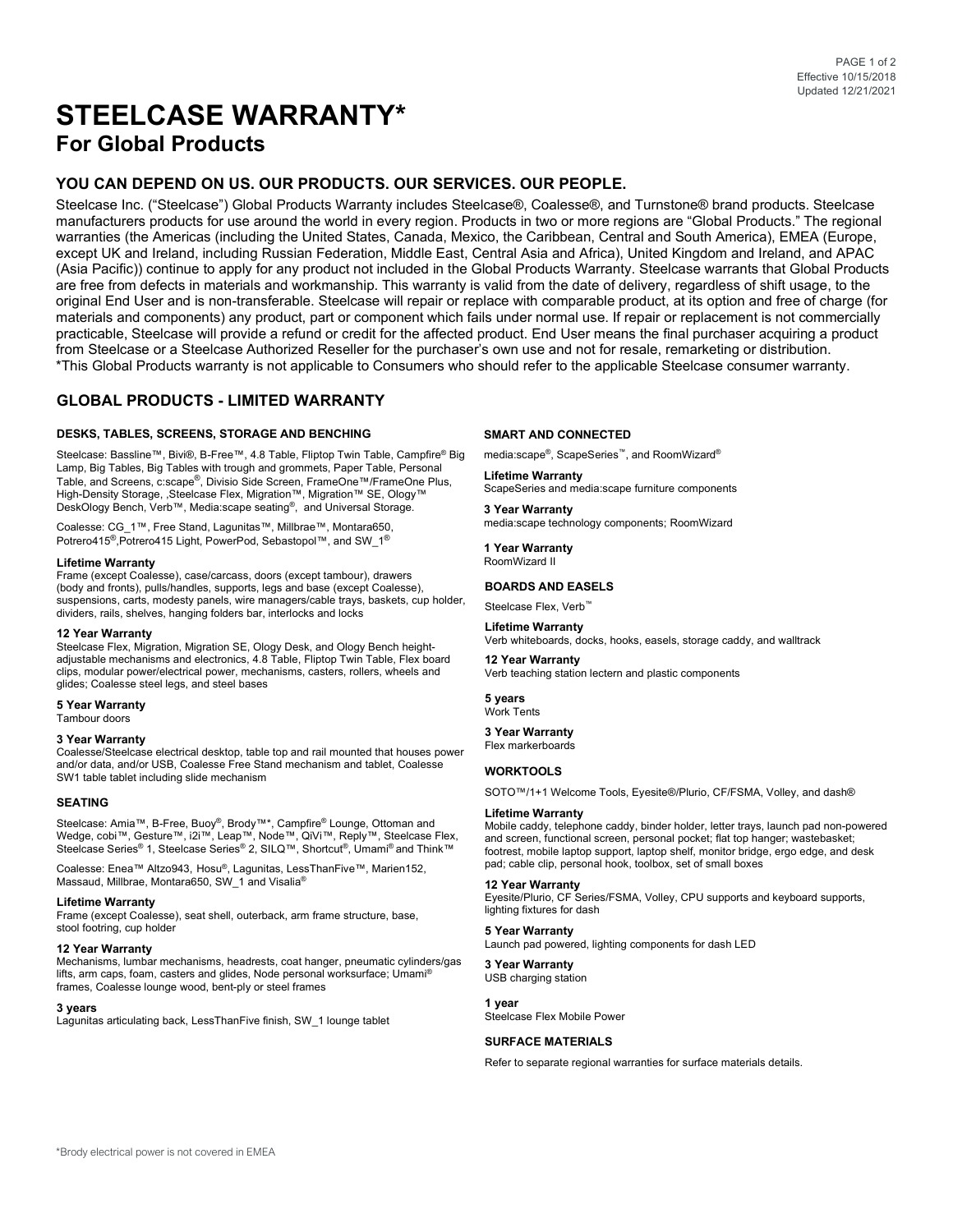Effective 10/15/2018
Updated 12/21/2021

# STEELCASE WARRANTY*

## For Global Products

### YOU CAN DEPEND ON US. OUR PRODUCTS. OUR SERVICES. OUR PEOPLE.

Steelcase Inc. ("Steelcase") Global Products Warranty includes Steelcase®, Coalesse®, and Turnstone® brand products. Steelcase manufacturers products for use around the world in every region. Products in two or more regions are "Global Products." The regional warranties (the Americas (including the United States, Canada, Mexico, the Caribbean, Central and South America), EMEA (Europe, except UK and Ireland, including Russian Federation, Middle East, Central Asia and Africa), United Kingdom and Ireland, and APAC (Asia Pacific)) continue to apply for any product not included in the Global Products Warranty. Steelcase warrants that Global Products are free from defects in materials and workmanship. This warranty is valid from the date of delivery, regardless of shift usage, to the original End User and is non-transferable. Steelcase will repair or replace with comparable product, at its option and free of charge (for materials and components) any product, part or component which fails under normal use. If repair or replacement is not commercially practicable, Steelcase will provide a refund or credit for the affected product. End User means the final purchaser acquiring a product from Steelcase or a Steelcase Authorized Reseller for the purchaser's own use and not for resale, remarketing or distribution.
*This Global Products warranty is not applicable to Consumers who should refer to the applicable Steelcase consumer warranty.

### GLOBAL PRODUCTS - LIMITED WARRANTY

#### DESKS, TABLES, SCREENS, STORAGE AND BENCHING

Steelcase: Bassline™, Bivi®, B-Free™, 4.8 Table, Fliptop Twin Table, Campfire® Big Lamp, Big Tables, Big Tables with trough and grommets, Paper Table, Personal Table, and Screens, c:scape®, Divisio Side Screen, FrameOne™/FrameOne Plus, High-Density Storage, ,Steelcase Flex, Migration™, Migration™ SE, Ology™ DeskOlogy Bench, Verb™, Media:scape seating®, and Universal Storage.

Coalesse: CG_1™, Free Stand, Lagunitas™, Millbrae™, Montara650, Potrero415®,Potrero415 Light, PowerPod, Sebastopol™, and SW_1®

**Lifetime Warranty**
Frame (except Coalesse), case/carcass, doors (except tambour), drawers (body and fronts), pulls/handles, supports, legs and base (except Coalesse), suspensions, carts, modesty panels, wire managers/cable trays, baskets, cup holder, dividers, rails, shelves, hanging folders bar, interlocks and locks

**12 Year Warranty**
Steelcase Flex, Migration, Migration SE, Ology Desk, and Ology Bench height-adjustable mechanisms and electronics, 4.8 Table, Fliptop Twin Table, Flex board clips, modular power/electrical power, mechanisms, casters, rollers, wheels and glides; Coalesse steel legs, and steel bases

**5 Year Warranty**
Tambour doors

**3 Year Warranty**
Coalesse/Steelcase electrical desktop, table top and rail mounted that houses power and/or data, and/or USB, Coalesse Free Stand mechanism and tablet, Coalesse SW1 table tablet including slide mechanism

#### SEATING

Steelcase: Amia™, B-Free, Buoy®, Brody™*, Campfire® Lounge, Ottoman and Wedge, cobi™, Gesture™, i2i™, Leap™, Node™, QiVi™, Reply™, Steelcase Flex, Steelcase Series® 1, Steelcase Series® 2, SILQ™, Shortcut®, Umami® and Think™

Coalesse: Enea™ Altzo943, Hosu®, Lagunitas, LessThanFive™, Marien152, Massaud, Millbrae, Montara650, SW_1 and Visalia®

**Lifetime Warranty**
Frame (except Coalesse), seat shell, outerback, arm frame structure, base, stool footring, cup holder

**12 Year Warranty**
Mechanisms, lumbar mechanisms, headrests, coat hanger, pneumatic cylinders/gas lifts, arm caps, foam, casters and glides, Node personal worksurface; Umami® frames, Coalesse lounge wood, bent-ply or steel frames

**3 years**
Lagunitas articulating back, LessThanFive finish, SW_1 lounge tablet

#### SMART AND CONNECTED

media:scape®, ScapeSeries™, and RoomWizard®

**Lifetime Warranty**
ScapeSeries and media:scape furniture components

**3 Year Warranty**
media:scape technology components; RoomWizard

**1 Year Warranty**
RoomWizard II

#### BOARDS AND EASELS

Steelcase Flex, Verb™

**Lifetime Warranty**
Verb whiteboards, docks, hooks, easels, storage caddy, and walltrack

**12 Year Warranty**
Verb teaching station lectern and plastic components

**5 years**
Work Tents

**3 Year Warranty**
Flex markerboards

#### WORKTOOLS

SOTO™/1+1 Welcome Tools, Eyesite®/Plurio, CF/FSMA, Volley, and dash®

**Lifetime Warranty**
Mobile caddy, telephone caddy, binder holder, letter trays, launch pad non-powered and screen, functional screen, personal pocket; flat top hanger; wastebasket; footrest, mobile laptop support, laptop shelf, monitor bridge, ergo edge, and desk pad; cable clip, personal hook, toolbox, set of small boxes

**12 Year Warranty**
Eyesite/Plurio, CF Series/FSMA, Volley, CPU supports and keyboard supports, lighting fixtures for dash

**5 Year Warranty**
Launch pad powered, lighting components for dash LED

**3 Year Warranty**
USB charging station

**1 year**
Steelcase Flex Mobile Power

#### SURFACE MATERIALS

Refer to separate regional warranties for surface materials details.

*Brody electrical power is not covered in EMEA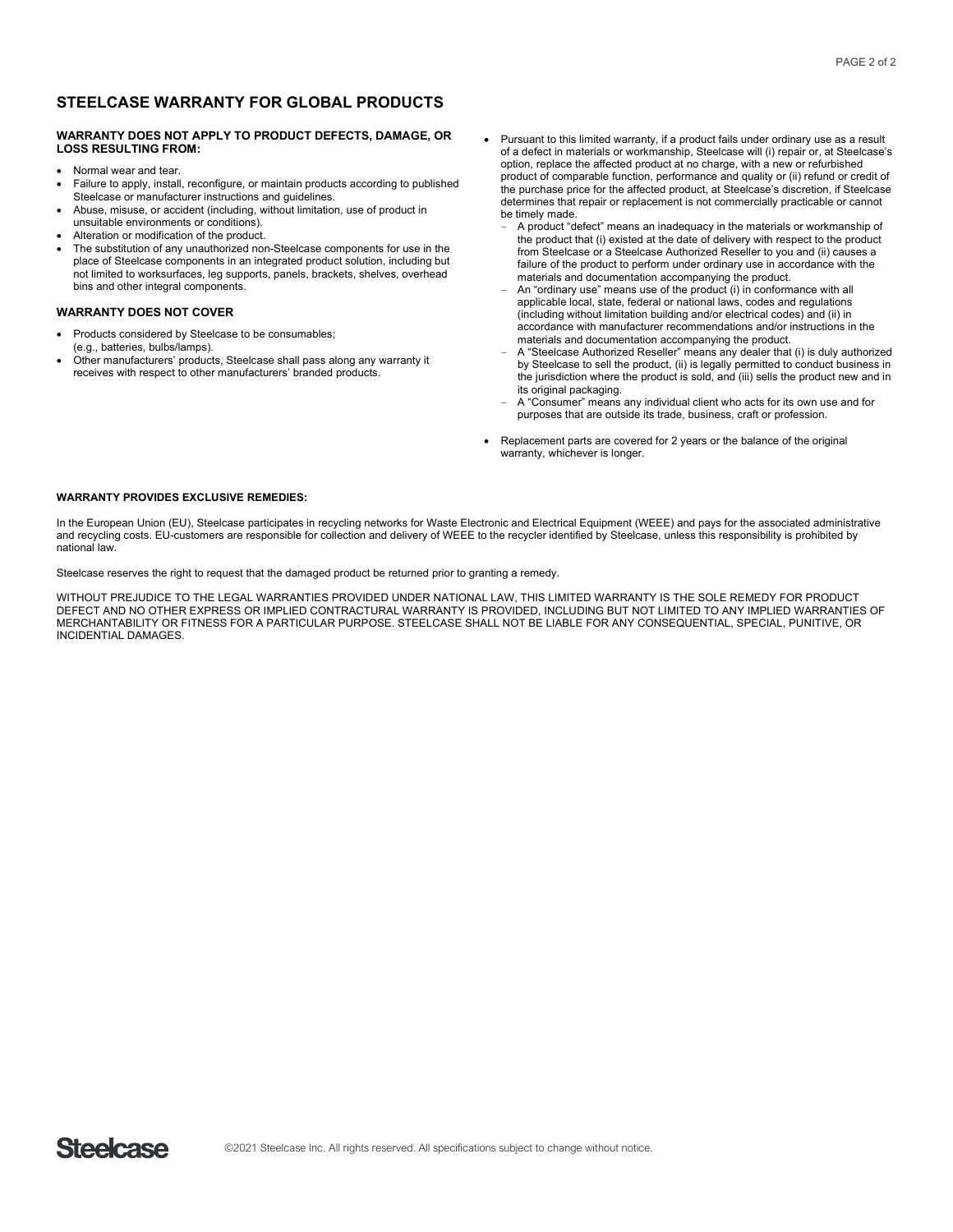# STEELCASE WARRANTY FOR GLOBAL PRODUCTS

**WARRANTY DOES NOT APPLY TO PRODUCT DEFECTS, DAMAGE, OR LOSS RESULTING FROM:**

- Normal wear and tear.
- Failure to apply, install, reconfigure, or maintain products according to published Steelcase or manufacturer instructions and guidelines.
- Abuse, misuse, or accident (including, without limitation, use of product in unsuitable environments or conditions).
- Alteration or modification of the product.
- The substitution of any unauthorized non-Steelcase components for use in the place of Steelcase components in an integrated product solution, including but not limited to worksurfaces, leg supports, panels, brackets, shelves, overhead bins and other integral components.

**WARRANTY DOES NOT COVER**

- Products considered by Steelcase to be consumables; (e.g., batteries, bulbs/lamps).
- Other manufacturers' products, Steelcase shall pass along any warranty it receives with respect to other manufacturers' branded products.

- Pursuant to this limited warranty, if a product fails under ordinary use as a result of a defect in materials or workmanship, Steelcase will (i) repair or, at Steelcase's option, replace the affected product at no charge, with a new or refurbished product of comparable function, performance and quality or (ii) refund or credit of the purchase price for the affected product, at Steelcase's discretion, if Steelcase determines that repair or replacement is not commercially practicable or cannot be timely made.
  - A product "defect" means an inadequacy in the materials or workmanship of the product that (i) existed at the date of delivery with respect to the product from Steelcase or a Steelcase Authorized Reseller to you and (ii) causes a failure of the product to perform under ordinary use in accordance with the materials and documentation accompanying the product.
  - An "ordinary use" means use of the product (i) in conformance with all applicable local, state, federal or national laws, codes and regulations (including without limitation building and/or electrical codes) and (ii) in accordance with manufacturer recommendations and/or instructions in the materials and documentation accompanying the product.
  - A "Steelcase Authorized Reseller" means any dealer that (i) is duly authorized by Steelcase to sell the product, (ii) is legally permitted to conduct business in the jurisdiction where the product is sold, and (iii) sells the product new and in its original packaging.
  - A "Consumer" means any individual client who acts for its own use and for purposes that are outside its trade, business, craft or profession.
- Replacement parts are covered for 2 years or the balance of the original warranty, whichever is longer.

**WARRANTY PROVIDES EXCLUSIVE REMEDIES:**

In the European Union (EU), Steelcase participates in recycling networks for Waste Electronic and Electrical Equipment (WEEE) and pays for the associated administrative and recycling costs. EU-customers are responsible for collection and delivery of WEEE to the recycler identified by Steelcase, unless this responsibility is prohibited by national law.

Steelcase reserves the right to request that the damaged product be returned prior to granting a remedy.

WITHOUT PREJUDICE TO THE LEGAL WARRANTIES PROVIDED UNDER NATIONAL LAW, THIS LIMITED WARRANTY IS THE SOLE REMEDY FOR PRODUCT DEFECT AND NO OTHER EXPRESS OR IMPLIED CONTRACTURAL WARRANTY IS PROVIDED, INCLUDING BUT NOT LIMITED TO ANY IMPLIED WARRANTIES OF MERCHANTABILITY OR FITNESS FOR A PARTICULAR PURPOSE. STEELCASE SHALL NOT BE LIABLE FOR ANY CONSEQUENTIAL, SPECIAL, PUNITIVE, OR INCIDENTIAL DAMAGES.

Steelcase

©2021 Steelcase Inc. All rights reserved. All specifications subject to change without notice.